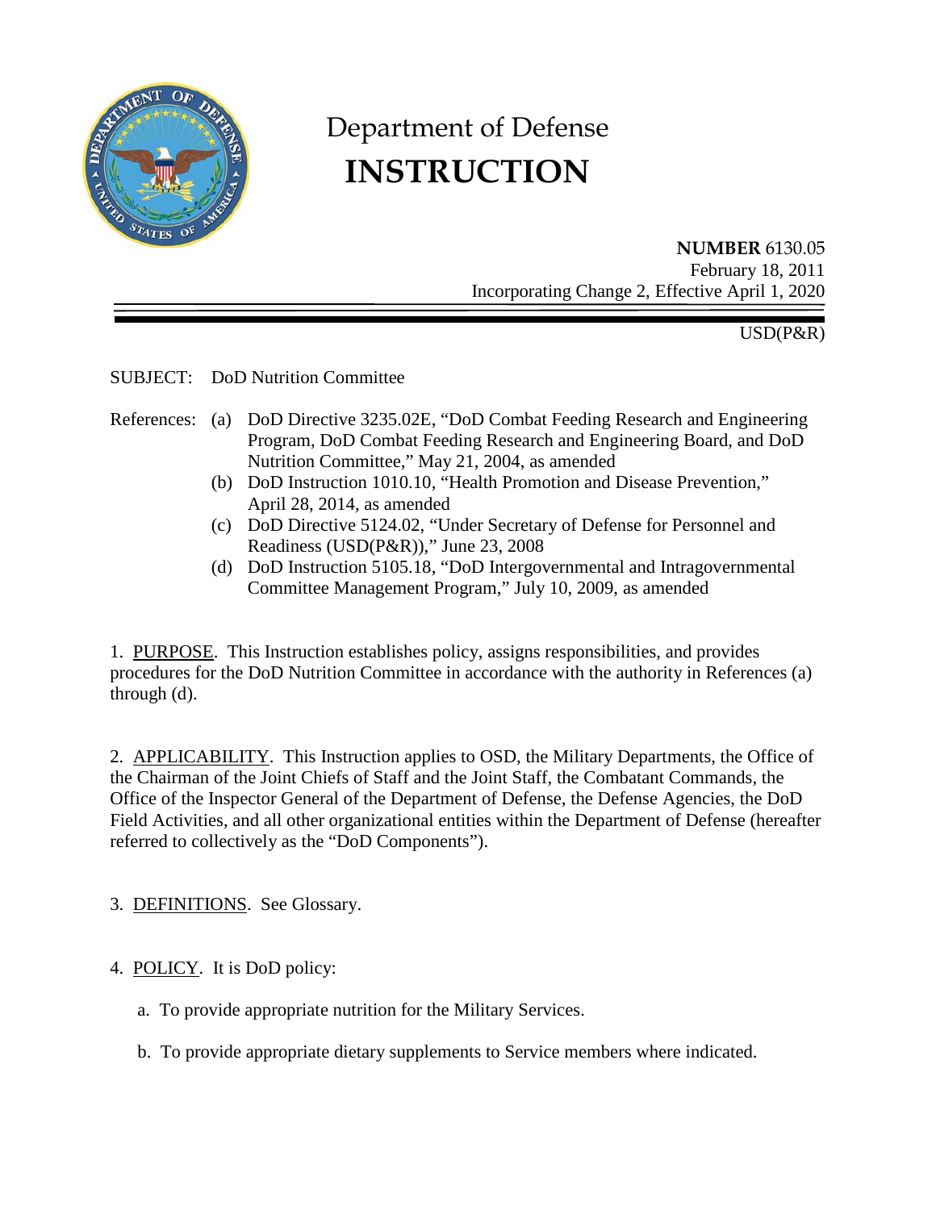# Department of Defense
# INSTRUCTION

**NUMBER** 6130.05
February 18, 2011
Incorporating Change 2, Effective April 1, 2020

USD(P&R)

SUBJECT: DoD Nutrition Committee

References:
- (a) DoD Directive 3235.02E, "DoD Combat Feeding Research and Engineering Program, DoD Combat Feeding Research and Engineering Board, and DoD Nutrition Committee," May 21, 2004, as amended
- (b) DoD Instruction 1010.10, "Health Promotion and Disease Prevention," April 28, 2014, as amended
- (c) DoD Directive 5124.02, "Under Secretary of Defense for Personnel and Readiness (USD(P&R))," June 23, 2008
- (d) DoD Instruction 5105.18, "DoD Intergovernmental and Intragovernmental Committee Management Program," July 10, 2009, as amended

1. PURPOSE. This Instruction establishes policy, assigns responsibilities, and provides procedures for the DoD Nutrition Committee in accordance with the authority in References (a) through (d).

2. APPLICABILITY. This Instruction applies to OSD, the Military Departments, the Office of the Chairman of the Joint Chiefs of Staff and the Joint Staff, the Combatant Commands, the Office of the Inspector General of the Department of Defense, the Defense Agencies, the DoD Field Activities, and all other organizational entities within the Department of Defense (hereafter referred to collectively as the "DoD Components").

3. DEFINITIONS. See Glossary.

4. POLICY. It is DoD policy:

a. To provide appropriate nutrition for the Military Services.

b. To provide appropriate dietary supplements to Service members where indicated.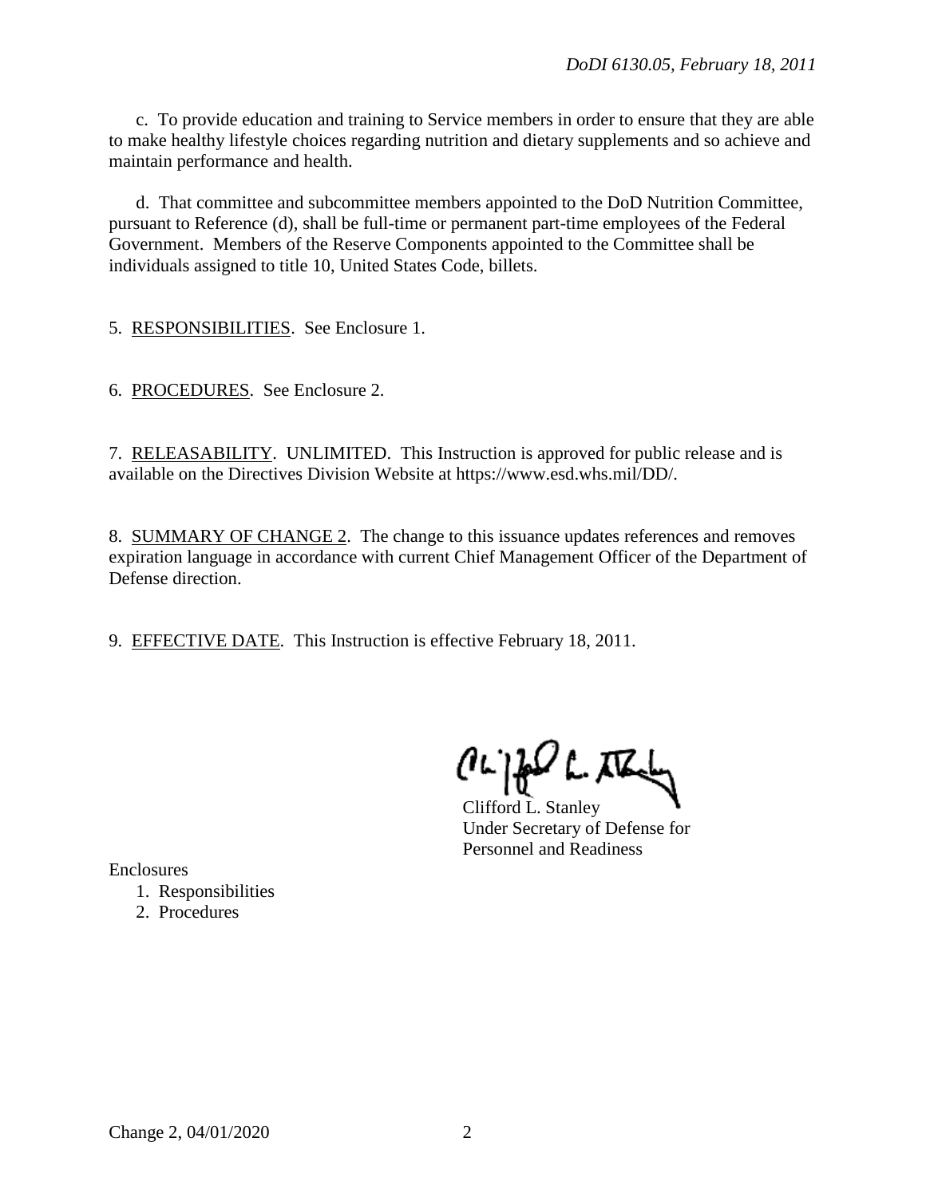c. To provide education and training to Service members in order to ensure that they are able to make healthy lifestyle choices regarding nutrition and dietary supplements and so achieve and maintain performance and health.

d. That committee and subcommittee members appointed to the DoD Nutrition Committee, pursuant to Reference (d), shall be full-time or permanent part-time employees of the Federal Government. Members of the Reserve Components appointed to the Committee shall be individuals assigned to title 10, United States Code, billets.

5. RESPONSIBILITIES. See Enclosure 1.

6. PROCEDURES. See Enclosure 2.

7. RELEASABILITY. UNLIMITED. This Instruction is approved for public release and is available on the Directives Division Website at https://www.esd.whs.mil/DD/.

8. SUMMARY OF CHANGE 2. The change to this issuance updates references and removes expiration language in accordance with current Chief Management Officer of the Department of Defense direction.

9. EFFECTIVE DATE. This Instruction is effective February 18, 2011.

Clifford L. Stanley
Under Secretary of Defense for
Personnel and Readiness

Enclosures
1. Responsibilities
2. Procedures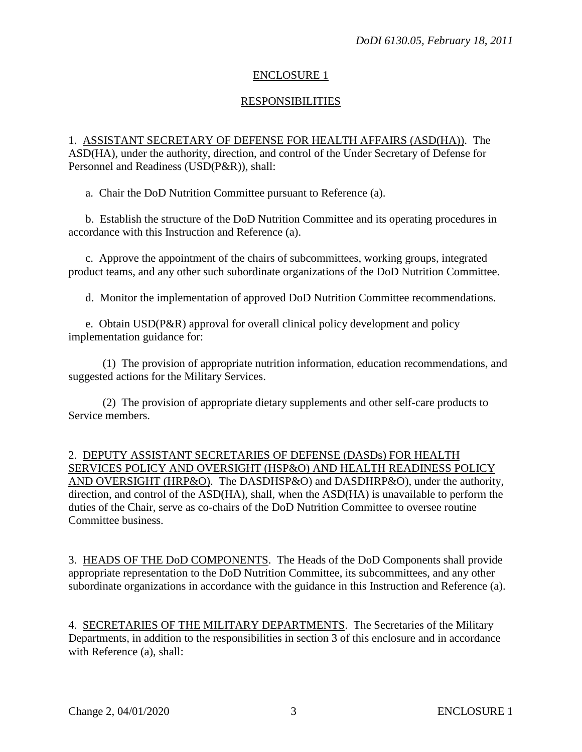## ENCLOSURE 1

## RESPONSIBILITIES

1. ASSISTANT SECRETARY OF DEFENSE FOR HEALTH AFFAIRS (ASD(HA)). The ASD(HA), under the authority, direction, and control of the Under Secretary of Defense for Personnel and Readiness (USD(P&R)), shall:

a. Chair the DoD Nutrition Committee pursuant to Reference (a).

b. Establish the structure of the DoD Nutrition Committee and its operating procedures in accordance with this Instruction and Reference (a).

c. Approve the appointment of the chairs of subcommittees, working groups, integrated product teams, and any other such subordinate organizations of the DoD Nutrition Committee.

d. Monitor the implementation of approved DoD Nutrition Committee recommendations.

e. Obtain USD(P&R) approval for overall clinical policy development and policy implementation guidance for:

(1) The provision of appropriate nutrition information, education recommendations, and suggested actions for the Military Services.

(2) The provision of appropriate dietary supplements and other self-care products to Service members.

2. DEPUTY ASSISTANT SECRETARIES OF DEFENSE (DASDs) FOR HEALTH SERVICES POLICY AND OVERSIGHT (HSP&O) AND HEALTH READINESS POLICY AND OVERSIGHT (HRP&O). The DASDHSP&O) and DASDHRP&O), under the authority, direction, and control of the ASD(HA), shall, when the ASD(HA) is unavailable to perform the duties of the Chair, serve as co-chairs of the DoD Nutrition Committee to oversee routine Committee business.

3. HEADS OF THE DoD COMPONENTS. The Heads of the DoD Components shall provide appropriate representation to the DoD Nutrition Committee, its subcommittees, and any other subordinate organizations in accordance with the guidance in this Instruction and Reference (a).

4. SECRETARIES OF THE MILITARY DEPARTMENTS. The Secretaries of the Military Departments, in addition to the responsibilities in section 3 of this enclosure and in accordance with Reference (a), shall: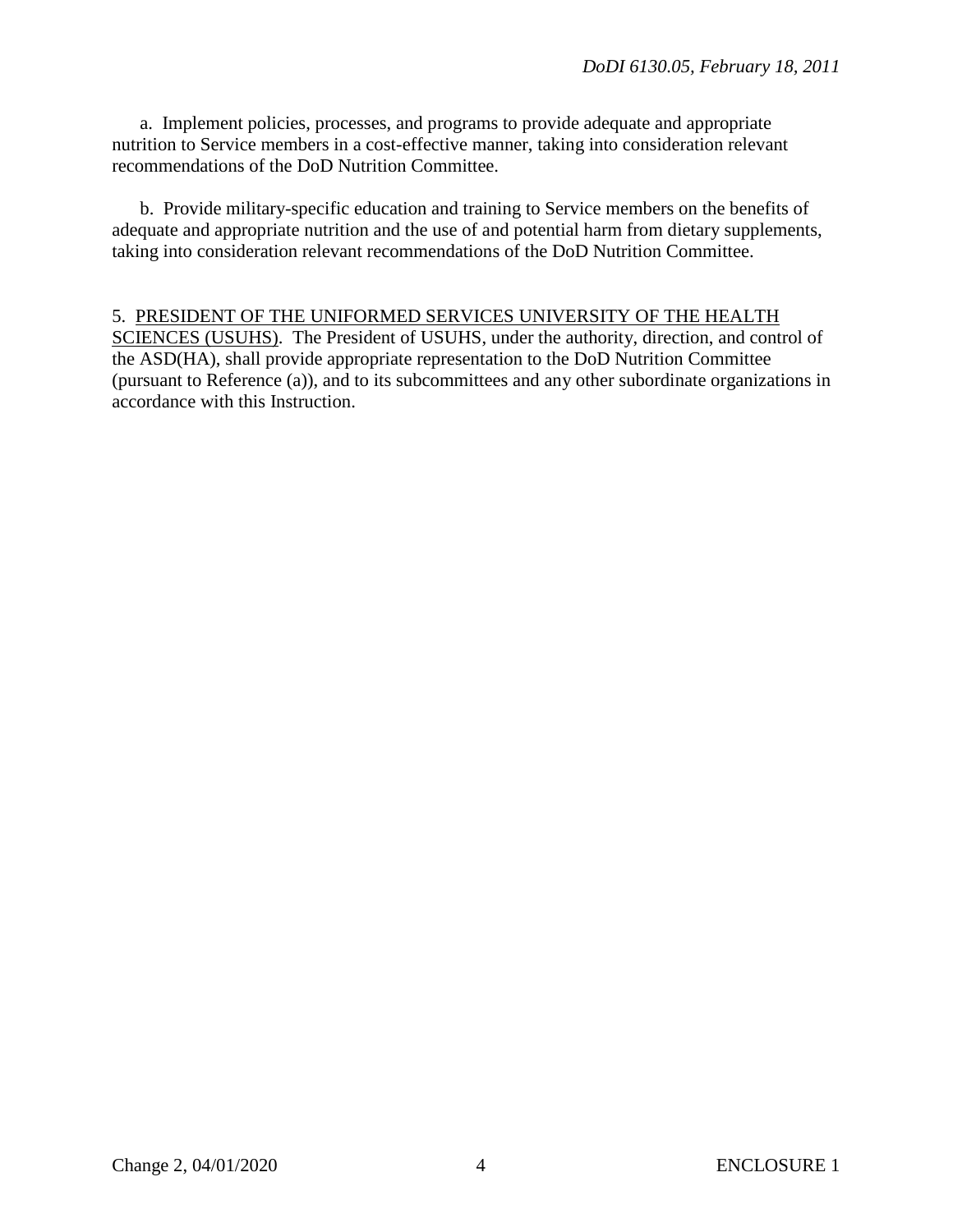a. Implement policies, processes, and programs to provide adequate and appropriate nutrition to Service members in a cost-effective manner, taking into consideration relevant recommendations of the DoD Nutrition Committee.

b. Provide military-specific education and training to Service members on the benefits of adequate and appropriate nutrition and the use of and potential harm from dietary supplements, taking into consideration relevant recommendations of the DoD Nutrition Committee.

5. PRESIDENT OF THE UNIFORMED SERVICES UNIVERSITY OF THE HEALTH SCIENCES (USUHS). The President of USUHS, under the authority, direction, and control of the ASD(HA), shall provide appropriate representation to the DoD Nutrition Committee (pursuant to Reference (a)), and to its subcommittees and any other subordinate organizations in accordance with this Instruction.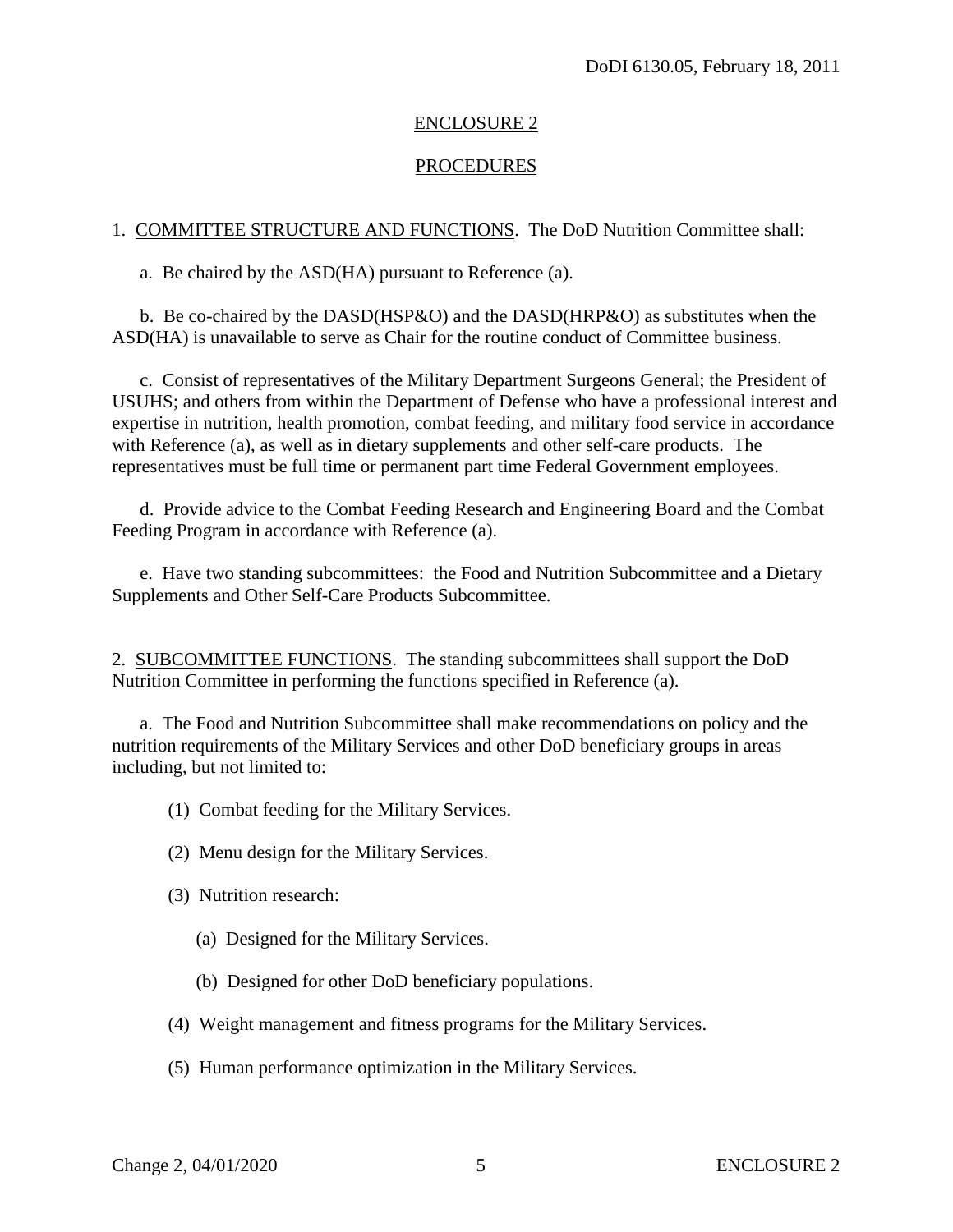## ENCLOSURE 2

## PROCEDURES

1. COMMITTEE STRUCTURE AND FUNCTIONS. The DoD Nutrition Committee shall:

a. Be chaired by the ASD(HA) pursuant to Reference (a).

b. Be co-chaired by the DASD(HSP&O) and the DASD(HRP&O) as substitutes when the ASD(HA) is unavailable to serve as Chair for the routine conduct of Committee business.

c. Consist of representatives of the Military Department Surgeons General; the President of USUHS; and others from within the Department of Defense who have a professional interest and expertise in nutrition, health promotion, combat feeding, and military food service in accordance with Reference (a), as well as in dietary supplements and other self-care products. The representatives must be full time or permanent part time Federal Government employees.

d. Provide advice to the Combat Feeding Research and Engineering Board and the Combat Feeding Program in accordance with Reference (a).

e. Have two standing subcommittees: the Food and Nutrition Subcommittee and a Dietary Supplements and Other Self-Care Products Subcommittee.

2. SUBCOMMITTEE FUNCTIONS. The standing subcommittees shall support the DoD Nutrition Committee in performing the functions specified in Reference (a).

a. The Food and Nutrition Subcommittee shall make recommendations on policy and the nutrition requirements of the Military Services and other DoD beneficiary groups in areas including, but not limited to:

(1) Combat feeding for the Military Services.

(2) Menu design for the Military Services.

(3) Nutrition research:

(a) Designed for the Military Services.

(b) Designed for other DoD beneficiary populations.

(4) Weight management and fitness programs for the Military Services.

(5) Human performance optimization in the Military Services.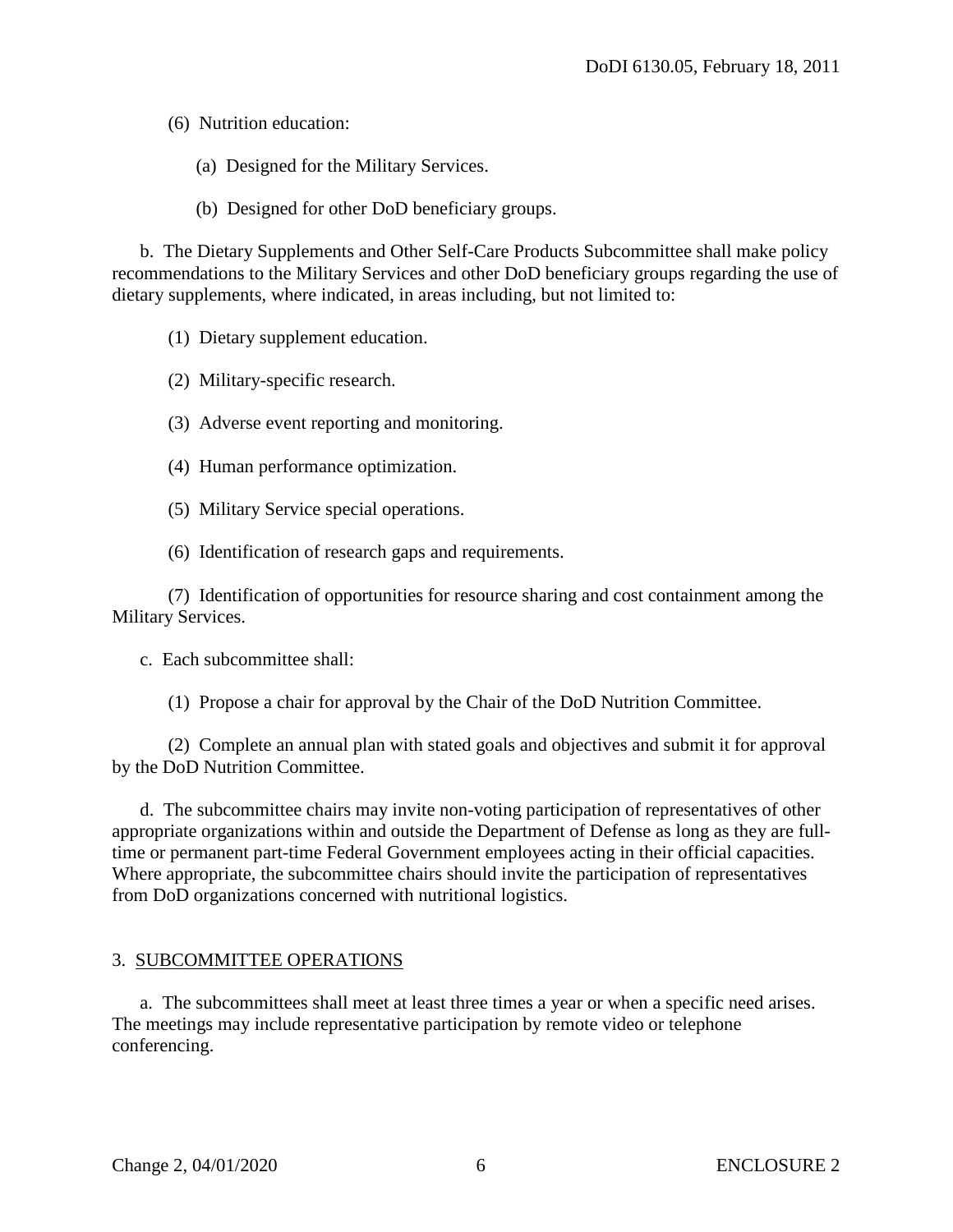(6) Nutrition education:

(a) Designed for the Military Services.

(b) Designed for other DoD beneficiary groups.

b. The Dietary Supplements and Other Self-Care Products Subcommittee shall make policy recommendations to the Military Services and other DoD beneficiary groups regarding the use of dietary supplements, where indicated, in areas including, but not limited to:

(1) Dietary supplement education.

(2) Military-specific research.

(3) Adverse event reporting and monitoring.

(4) Human performance optimization.

(5) Military Service special operations.

(6) Identification of research gaps and requirements.

(7) Identification of opportunities for resource sharing and cost containment among the Military Services.

c. Each subcommittee shall:

(1) Propose a chair for approval by the Chair of the DoD Nutrition Committee.

(2) Complete an annual plan with stated goals and objectives and submit it for approval by the DoD Nutrition Committee.

d. The subcommittee chairs may invite non-voting participation of representatives of other appropriate organizations within and outside the Department of Defense as long as they are full-time or permanent part-time Federal Government employees acting in their official capacities. Where appropriate, the subcommittee chairs should invite the participation of representatives from DoD organizations concerned with nutritional logistics.

## 3. SUBCOMMITTEE OPERATIONS

a. The subcommittees shall meet at least three times a year or when a specific need arises. The meetings may include representative participation by remote video or telephone conferencing.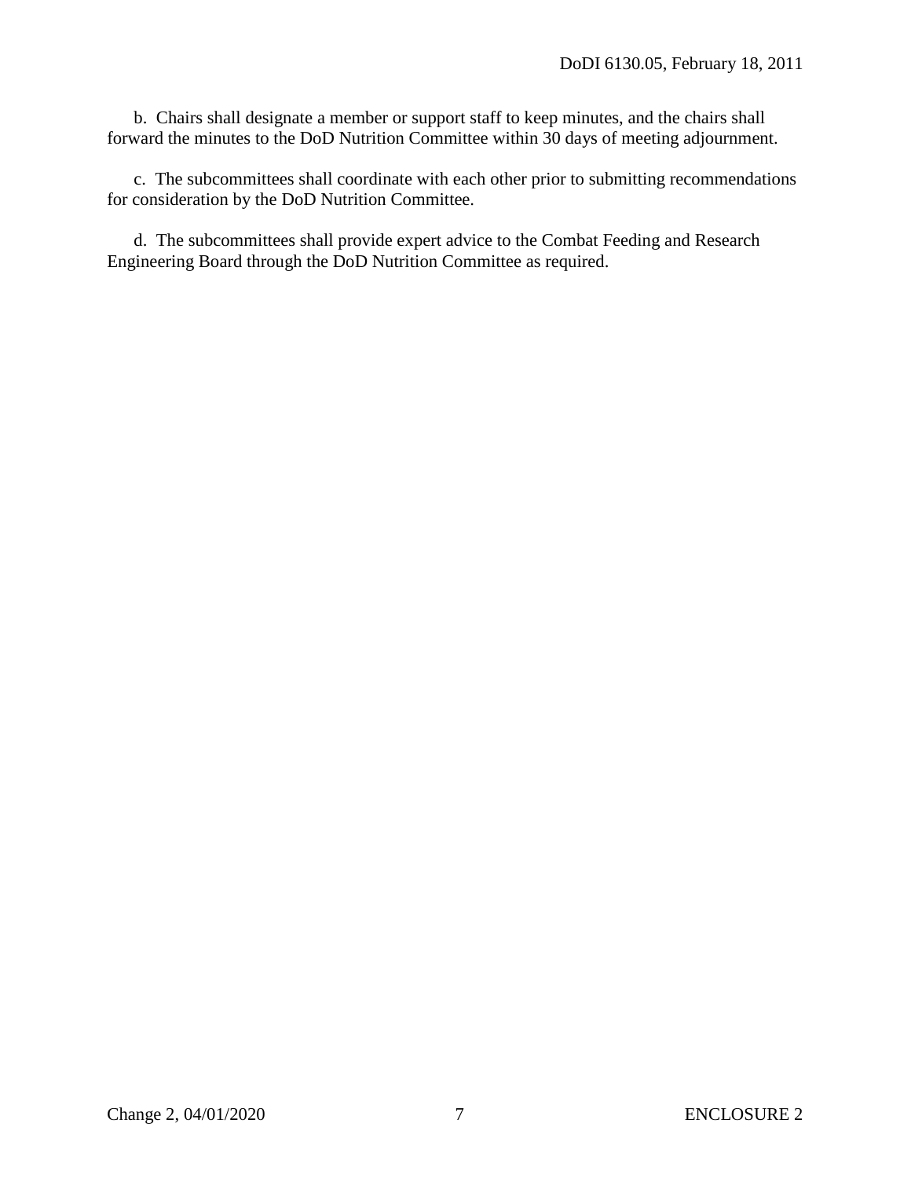b. Chairs shall designate a member or support staff to keep minutes, and the chairs shall forward the minutes to the DoD Nutrition Committee within 30 days of meeting adjournment.

c. The subcommittees shall coordinate with each other prior to submitting recommendations for consideration by the DoD Nutrition Committee.

d. The subcommittees shall provide expert advice to the Combat Feeding and Research Engineering Board through the DoD Nutrition Committee as required.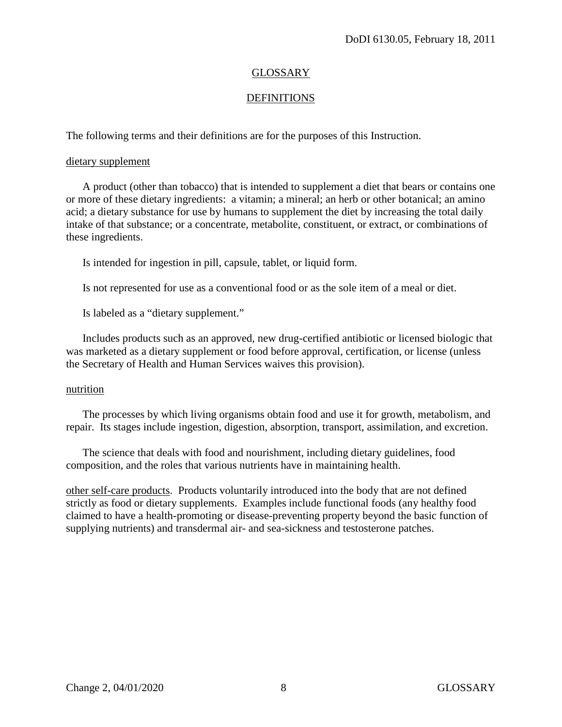## GLOSSARY

## DEFINITIONS

The following terms and their definitions are for the purposes of this Instruction.

dietary supplement

A product (other than tobacco) that is intended to supplement a diet that bears or contains one or more of these dietary ingredients: a vitamin; a mineral; an herb or other botanical; an amino acid; a dietary substance for use by humans to supplement the diet by increasing the total daily intake of that substance; or a concentrate, metabolite, constituent, or extract, or combinations of these ingredients.

Is intended for ingestion in pill, capsule, tablet, or liquid form.

Is not represented for use as a conventional food or as the sole item of a meal or diet.

Is labeled as a "dietary supplement."

Includes products such as an approved, new drug-certified antibiotic or licensed biologic that was marketed as a dietary supplement or food before approval, certification, or license (unless the Secretary of Health and Human Services waives this provision).

nutrition

The processes by which living organisms obtain food and use it for growth, metabolism, and repair. Its stages include ingestion, digestion, absorption, transport, assimilation, and excretion.

The science that deals with food and nourishment, including dietary guidelines, food composition, and the roles that various nutrients have in maintaining health.

other self-care products. Products voluntarily introduced into the body that are not defined strictly as food or dietary supplements. Examples include functional foods (any healthy food claimed to have a health-promoting or disease-preventing property beyond the basic function of supplying nutrients) and transdermal air- and sea-sickness and testosterone patches.